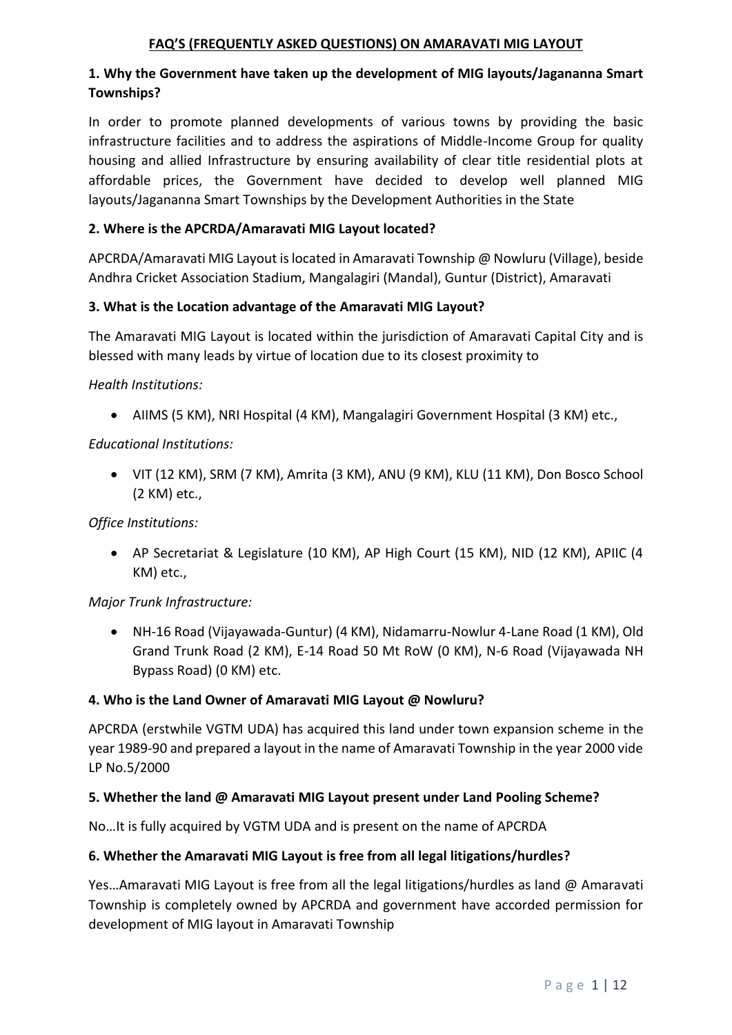# FAQ'S (FREQUENTLY ASKED QUESTIONS) ON AMARAVATI MIG LAYOUT

## 1. Why the Government have taken up the development of MIG layouts/Jagananna Smart Townships?

In order to promote planned developments of various towns by providing the basic infrastructure facilities and to address the aspirations of Middle-Income Group for quality housing and allied Infrastructure by ensuring availability of clear title residential plots at affordable prices, the Government have decided to develop well planned MIG layouts/Jagananna Smart Townships by the Development Authorities in the State

## 2. Where is the APCRDA/Amaravati MIG Layout located?

APCRDA/Amaravati MIG Layout is located in Amaravati Township @ Nowluru (Village), beside Andhra Cricket Association Stadium, Mangalagiri (Mandal), Guntur (District), Amaravati

## 3. What is the Location advantage of the Amaravati MIG Layout?

The Amaravati MIG Layout is located within the jurisdiction of Amaravati Capital City and is blessed with many leads by virtue of location due to its closest proximity to

*Health Institutions:*

- AIIMS (5 KM), NRI Hospital (4 KM), Mangalagiri Government Hospital (3 KM) etc.,

*Educational Institutions:*

- VIT (12 KM), SRM (7 KM), Amrita (3 KM), ANU (9 KM), KLU (11 KM), Don Bosco School (2 KM) etc.,

*Office Institutions:*

- AP Secretariat & Legislature (10 KM), AP High Court (15 KM), NID (12 KM), APIIC (4 KM) etc.,

*Major Trunk Infrastructure:*

- NH-16 Road (Vijayawada-Guntur) (4 KM), Nidamarru-Nowlur 4-Lane Road (1 KM), Old Grand Trunk Road (2 KM), E-14 Road 50 Mt RoW (0 KM), N-6 Road (Vijayawada NH Bypass Road) (0 KM) etc.

## 4. Who is the Land Owner of Amaravati MIG Layout @ Nowluru?

APCRDA (erstwhile VGTM UDA) has acquired this land under town expansion scheme in the year 1989-90 and prepared a layout in the name of Amaravati Township in the year 2000 vide LP No.5/2000

## 5. Whether the land @ Amaravati MIG Layout present under Land Pooling Scheme?

No…It is fully acquired by VGTM UDA and is present on the name of APCRDA

## 6. Whether the Amaravati MIG Layout is free from all legal litigations/hurdles?

Yes…Amaravati MIG Layout is free from all the legal litigations/hurdles as land @ Amaravati Township is completely owned by APCRDA and government have accorded permission for development of MIG layout in Amaravati Township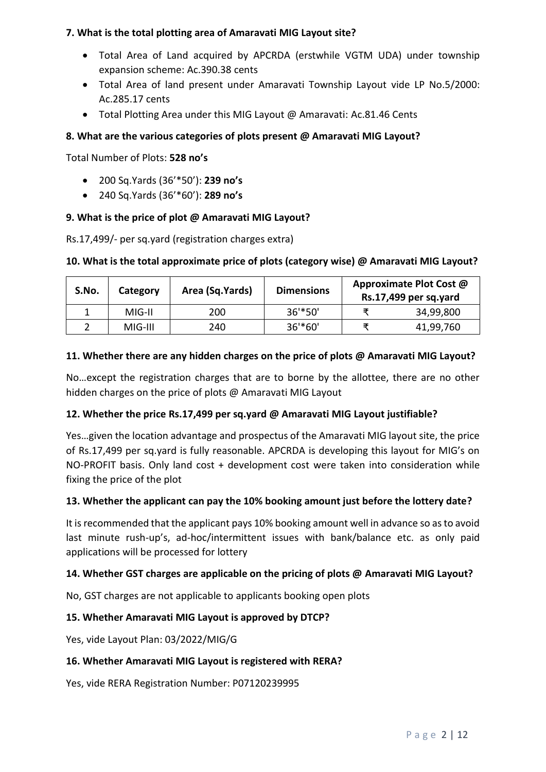**7. What is the total plotting area of Amaravati MIG Layout site?**

- Total Area of Land acquired by APCRDA (erstwhile VGTM UDA) under township expansion scheme: Ac.390.38 cents
- Total Area of land present under Amaravati Township Layout vide LP No.5/2000: Ac.285.17 cents
- Total Plotting Area under this MIG Layout @ Amaravati: Ac.81.46 Cents

**8. What are the various categories of plots present @ Amaravati MIG Layout?**

Total Number of Plots: **528 no's**

- 200 Sq.Yards (36'*50'): **239 no's**
- 240 Sq.Yards (36'*60'): **289 no's**

**9. What is the price of plot @ Amaravati MIG Layout?**

Rs.17,499/- per sq.yard (registration charges extra)

**10. What is the total approximate price of plots (category wise) @ Amaravati MIG Layout?**

| S.No. | Category | Area (Sq.Yards) | Dimensions | Approximate Plot Cost @ Rs.17,499 per sq.yard |
|---|---|---|---|---|
| 1 | MIG-II | 200 | 36'*50' | ₹ 34,99,800 |
| 2 | MIG-III | 240 | 36'*60' | ₹ 41,99,760 |

**11. Whether there are any hidden charges on the price of plots @ Amaravati MIG Layout?**

No…except the registration charges that are to borne by the allottee, there are no other hidden charges on the price of plots @ Amaravati MIG Layout

**12. Whether the price Rs.17,499 per sq.yard @ Amaravati MIG Layout justifiable?**

Yes…given the location advantage and prospectus of the Amaravati MIG layout site, the price of Rs.17,499 per sq.yard is fully reasonable. APCRDA is developing this layout for MIG's on NO-PROFIT basis. Only land cost + development cost were taken into consideration while fixing the price of the plot

**13. Whether the applicant can pay the 10% booking amount just before the lottery date?**

It is recommended that the applicant pays 10% booking amount well in advance so as to avoid last minute rush-up's, ad-hoc/intermittent issues with bank/balance etc. as only paid applications will be processed for lottery

**14. Whether GST charges are applicable on the pricing of plots @ Amaravati MIG Layout?**

No, GST charges are not applicable to applicants booking open plots

**15. Whether Amaravati MIG Layout is approved by DTCP?**

Yes, vide Layout Plan: 03/2022/MIG/G

**16. Whether Amaravati MIG Layout is registered with RERA?**

Yes, vide RERA Registration Number: P07120239995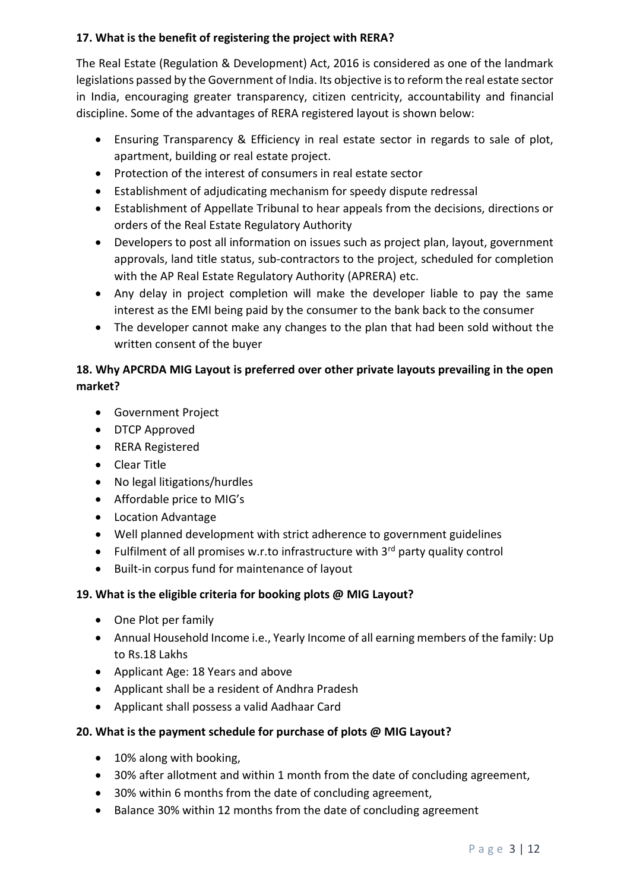**17. What is the benefit of registering the project with RERA?**

The Real Estate (Regulation & Development) Act, 2016 is considered as one of the landmark legislations passed by the Government of India. Its objective is to reform the real estate sector in India, encouraging greater transparency, citizen centricity, accountability and financial discipline. Some of the advantages of RERA registered layout is shown below:

- Ensuring Transparency & Efficiency in real estate sector in regards to sale of plot, apartment, building or real estate project.
- Protection of the interest of consumers in real estate sector
- Establishment of adjudicating mechanism for speedy dispute redressal
- Establishment of Appellate Tribunal to hear appeals from the decisions, directions or orders of the Real Estate Regulatory Authority
- Developers to post all information on issues such as project plan, layout, government approvals, land title status, sub-contractors to the project, scheduled for completion with the AP Real Estate Regulatory Authority (APRERA) etc.
- Any delay in project completion will make the developer liable to pay the same interest as the EMI being paid by the consumer to the bank back to the consumer
- The developer cannot make any changes to the plan that had been sold without the written consent of the buyer

**18. Why APCRDA MIG Layout is preferred over other private layouts prevailing in the open market?**

- Government Project
- DTCP Approved
- RERA Registered
- Clear Title
- No legal litigations/hurdles
- Affordable price to MIG's
- Location Advantage
- Well planned development with strict adherence to government guidelines
- Fulfilment of all promises w.r.to infrastructure with 3rd party quality control
- Built-in corpus fund for maintenance of layout

**19. What is the eligible criteria for booking plots @ MIG Layout?**

- One Plot per family
- Annual Household Income i.e., Yearly Income of all earning members of the family: Up to Rs.18 Lakhs
- Applicant Age: 18 Years and above
- Applicant shall be a resident of Andhra Pradesh
- Applicant shall possess a valid Aadhaar Card

**20. What is the payment schedule for purchase of plots @ MIG Layout?**

- 10% along with booking,
- 30% after allotment and within 1 month from the date of concluding agreement,
- 30% within 6 months from the date of concluding agreement,
- Balance 30% within 12 months from the date of concluding agreement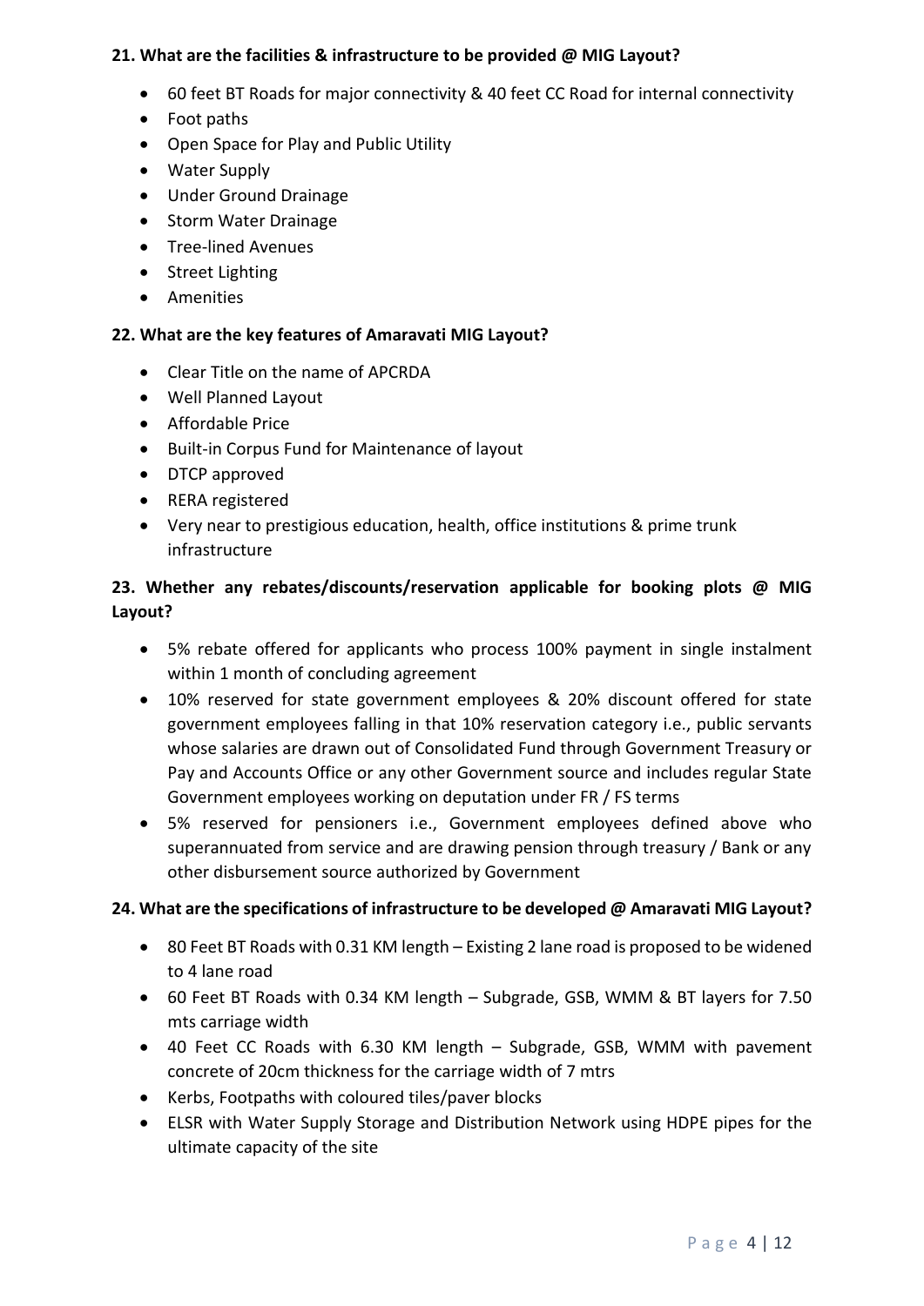**21. What are the facilities & infrastructure to be provided @ MIG Layout?**

- 60 feet BT Roads for major connectivity & 40 feet CC Road for internal connectivity
- Foot paths
- Open Space for Play and Public Utility
- Water Supply
- Under Ground Drainage
- Storm Water Drainage
- Tree-lined Avenues
- Street Lighting
- Amenities

**22. What are the key features of Amaravati MIG Layout?**

- Clear Title on the name of APCRDA
- Well Planned Layout
- Affordable Price
- Built-in Corpus Fund for Maintenance of layout
- DTCP approved
- RERA registered
- Very near to prestigious education, health, office institutions & prime trunk infrastructure

**23. Whether any rebates/discounts/reservation applicable for booking plots @ MIG Layout?**

- 5% rebate offered for applicants who process 100% payment in single instalment within 1 month of concluding agreement
- 10% reserved for state government employees & 20% discount offered for state government employees falling in that 10% reservation category i.e., public servants whose salaries are drawn out of Consolidated Fund through Government Treasury or Pay and Accounts Office or any other Government source and includes regular State Government employees working on deputation under FR / FS terms
- 5% reserved for pensioners i.e., Government employees defined above who superannuated from service and are drawing pension through treasury / Bank or any other disbursement source authorized by Government

**24. What are the specifications of infrastructure to be developed @ Amaravati MIG Layout?**

- 80 Feet BT Roads with 0.31 KM length – Existing 2 lane road is proposed to be widened to 4 lane road
- 60 Feet BT Roads with 0.34 KM length – Subgrade, GSB, WMM & BT layers for 7.50 mts carriage width
- 40 Feet CC Roads with 6.30 KM length – Subgrade, GSB, WMM with pavement concrete of 20cm thickness for the carriage width of 7 mtrs
- Kerbs, Footpaths with coloured tiles/paver blocks
- ELSR with Water Supply Storage and Distribution Network using HDPE pipes for the ultimate capacity of the site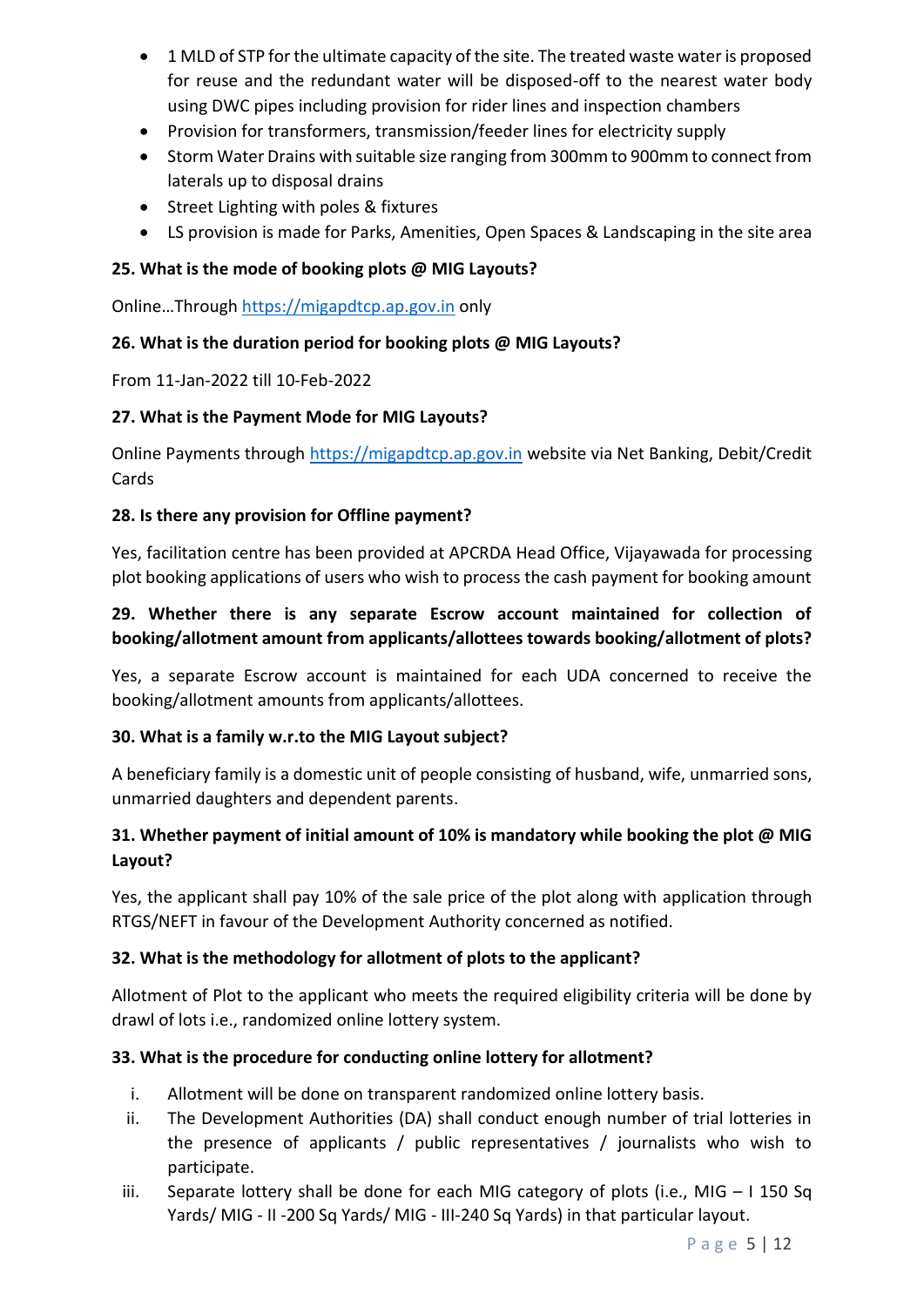- 1 MLD of STP for the ultimate capacity of the site. The treated waste water is proposed for reuse and the redundant water will be disposed-off to the nearest water body using DWC pipes including provision for rider lines and inspection chambers
- Provision for transformers, transmission/feeder lines for electricity supply
- Storm Water Drains with suitable size ranging from 300mm to 900mm to connect from laterals up to disposal drains
- Street Lighting with poles & fixtures
- LS provision is made for Parks, Amenities, Open Spaces & Landscaping in the site area

**25. What is the mode of booking plots @ MIG Layouts?**

Online…Through https://migapdtcp.ap.gov.in only

**26. What is the duration period for booking plots @ MIG Layouts?**

From 11-Jan-2022 till 10-Feb-2022

**27. What is the Payment Mode for MIG Layouts?**

Online Payments through https://migapdtcp.ap.gov.in website via Net Banking, Debit/Credit Cards

**28. Is there any provision for Offline payment?**

Yes, facilitation centre has been provided at APCRDA Head Office, Vijayawada for processing plot booking applications of users who wish to process the cash payment for booking amount

**29. Whether there is any separate Escrow account maintained for collection of booking/allotment amount from applicants/allottees towards booking/allotment of plots?**

Yes, a separate Escrow account is maintained for each UDA concerned to receive the booking/allotment amounts from applicants/allottees.

**30. What is a family w.r.to the MIG Layout subject?**

A beneficiary family is a domestic unit of people consisting of husband, wife, unmarried sons, unmarried daughters and dependent parents.

**31. Whether payment of initial amount of 10% is mandatory while booking the plot @ MIG Layout?**

Yes, the applicant shall pay 10% of the sale price of the plot along with application through RTGS/NEFT in favour of the Development Authority concerned as notified.

**32. What is the methodology for allotment of plots to the applicant?**

Allotment of Plot to the applicant who meets the required eligibility criteria will be done by drawl of lots i.e., randomized online lottery system.

**33. What is the procedure for conducting online lottery for allotment?**

i. Allotment will be done on transparent randomized online lottery basis.
ii. The Development Authorities (DA) shall conduct enough number of trial lotteries in the presence of applicants / public representatives / journalists who wish to participate.
iii. Separate lottery shall be done for each MIG category of plots (i.e., MIG – I 150 Sq Yards/ MIG - II -200 Sq Yards/ MIG - III-240 Sq Yards) in that particular layout.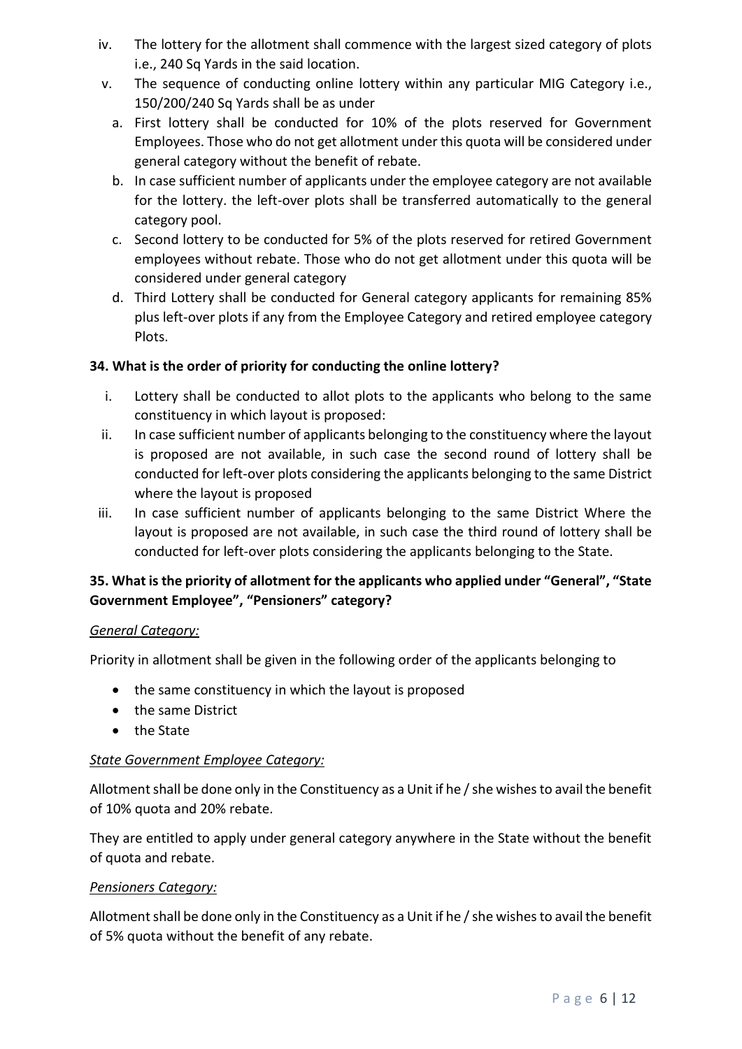iv. The lottery for the allotment shall commence with the largest sized category of plots i.e., 240 Sq Yards in the said location.

v. The sequence of conducting online lottery within any particular MIG Category i.e., 150/200/240 Sq Yards shall be as under

   a. First lottery shall be conducted for 10% of the plots reserved for Government Employees. Those who do not get allotment under this quota will be considered under general category without the benefit of rebate.
   b. In case sufficient number of applicants under the employee category are not available for the lottery. the left-over plots shall be transferred automatically to the general category pool.
   c. Second lottery to be conducted for 5% of the plots reserved for retired Government employees without rebate. Those who do not get allotment under this quota will be considered under general category
   d. Third Lottery shall be conducted for General category applicants for remaining 85% plus left-over plots if any from the Employee Category and retired employee category Plots.

**34. What is the order of priority for conducting the online lottery?**

i. Lottery shall be conducted to allot plots to the applicants who belong to the same constituency in which layout is proposed:

ii. In case sufficient number of applicants belonging to the constituency where the layout is proposed are not available, in such case the second round of lottery shall be conducted for left-over plots considering the applicants belonging to the same District where the layout is proposed

iii. In case sufficient number of applicants belonging to the same District Where the layout is proposed are not available, in such case the third round of lottery shall be conducted for left-over plots considering the applicants belonging to the State.

**35. What is the priority of allotment for the applicants who applied under "General", "State Government Employee", "Pensioners" category?**

*General Category:*

Priority in allotment shall be given in the following order of the applicants belonging to

- the same constituency in which the layout is proposed
- the same District
- the State

*State Government Employee Category:*

Allotment shall be done only in the Constituency as a Unit if he / she wishes to avail the benefit of 10% quota and 20% rebate.

They are entitled to apply under general category anywhere in the State without the benefit of quota and rebate.

*Pensioners Category:*

Allotment shall be done only in the Constituency as a Unit if he / she wishes to avail the benefit of 5% quota without the benefit of any rebate.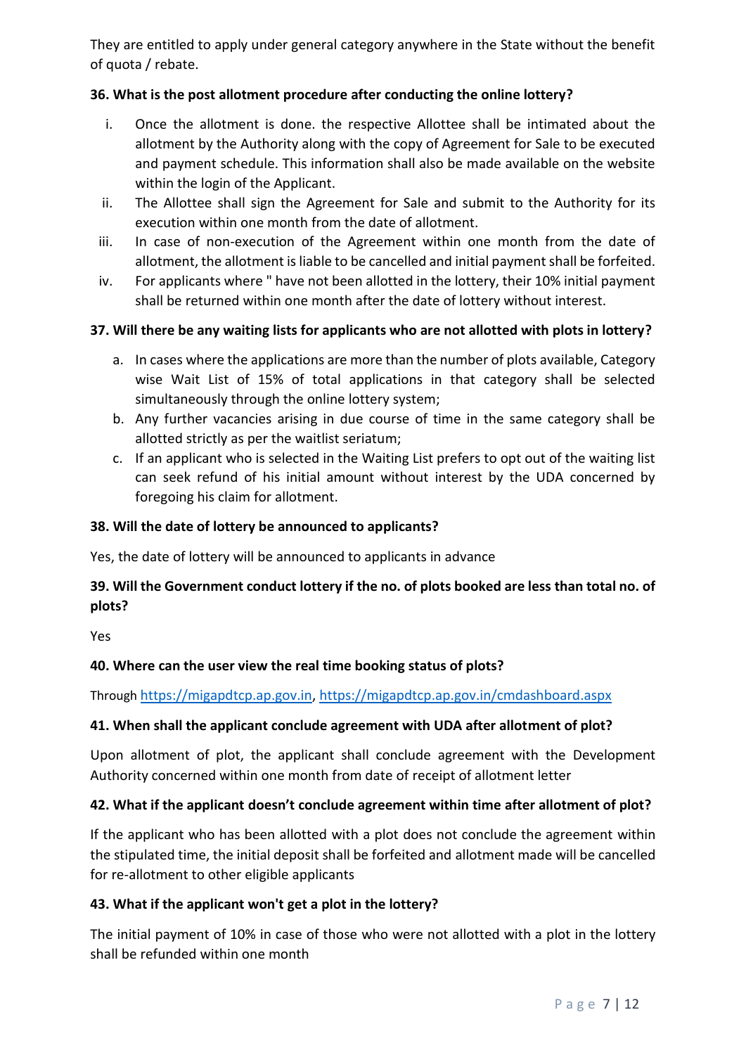They are entitled to apply under general category anywhere in the State without the benefit of quota / rebate.

**36. What is the post allotment procedure after conducting the online lottery?**

i. Once the allotment is done. the respective Allottee shall be intimated about the allotment by the Authority along with the copy of Agreement for Sale to be executed and payment schedule. This information shall also be made available on the website within the login of the Applicant.
ii. The Allottee shall sign the Agreement for Sale and submit to the Authority for its execution within one month from the date of allotment.
iii. In case of non-execution of the Agreement within one month from the date of allotment, the allotment is liable to be cancelled and initial payment shall be forfeited.
iv. For applicants where " have not been allotted in the lottery, their 10% initial payment shall be returned within one month after the date of lottery without interest.

**37. Will there be any waiting lists for applicants who are not allotted with plots in lottery?**

a. In cases where the applications are more than the number of plots available, Category wise Wait List of 15% of total applications in that category shall be selected simultaneously through the online lottery system;
b. Any further vacancies arising in due course of time in the same category shall be allotted strictly as per the waitlist seriatum;
c. If an applicant who is selected in the Waiting List prefers to opt out of the waiting list can seek refund of his initial amount without interest by the UDA concerned by foregoing his claim for allotment.

**38. Will the date of lottery be announced to applicants?**

Yes, the date of lottery will be announced to applicants in advance

**39. Will the Government conduct lottery if the no. of plots booked are less than total no. of plots?**

Yes

**40. Where can the user view the real time booking status of plots?**

Through https://migapdtcp.ap.gov.in, https://migapdtcp.ap.gov.in/cmdashboard.aspx

**41. When shall the applicant conclude agreement with UDA after allotment of plot?**

Upon allotment of plot, the applicant shall conclude agreement with the Development Authority concerned within one month from date of receipt of allotment letter

**42. What if the applicant doesn't conclude agreement within time after allotment of plot?**

If the applicant who has been allotted with a plot does not conclude the agreement within the stipulated time, the initial deposit shall be forfeited and allotment made will be cancelled for re-allotment to other eligible applicants

**43. What if the applicant won't get a plot in the lottery?**

The initial payment of 10% in case of those who were not allotted with a plot in the lottery shall be refunded within one month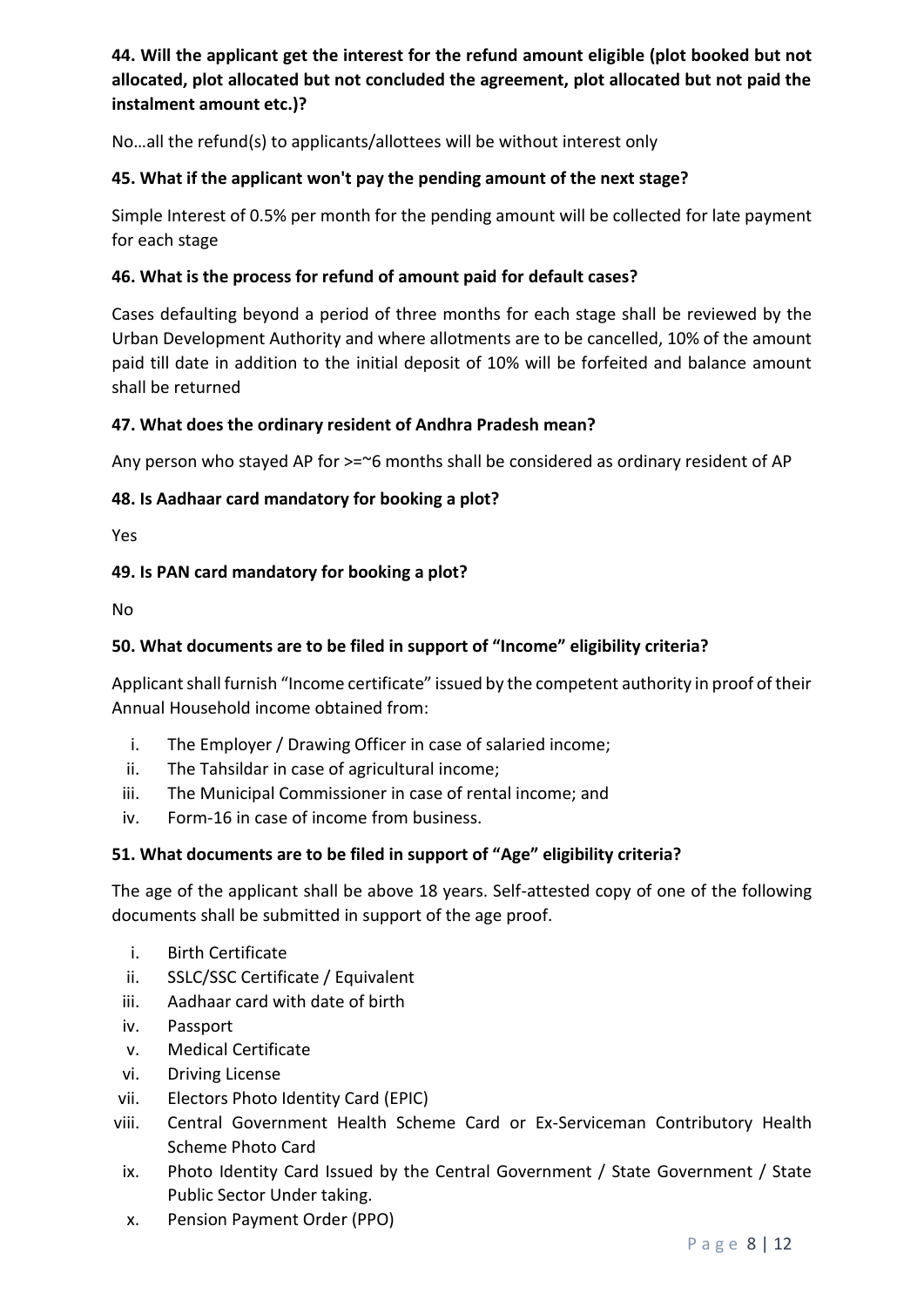**44. Will the applicant get the interest for the refund amount eligible (plot booked but not allocated, plot allocated but not concluded the agreement, plot allocated but not paid the instalment amount etc.)?**

No…all the refund(s) to applicants/allottees will be without interest only

**45. What if the applicant won't pay the pending amount of the next stage?**

Simple Interest of 0.5% per month for the pending amount will be collected for late payment for each stage

**46. What is the process for refund of amount paid for default cases?**

Cases defaulting beyond a period of three months for each stage shall be reviewed by the Urban Development Authority and where allotments are to be cancelled, 10% of the amount paid till date in addition to the initial deposit of 10% will be forfeited and balance amount shall be returned

**47. What does the ordinary resident of Andhra Pradesh mean?**

Any person who stayed AP for >=~6 months shall be considered as ordinary resident of AP

**48. Is Aadhaar card mandatory for booking a plot?**

Yes

**49. Is PAN card mandatory for booking a plot?**

No

**50. What documents are to be filed in support of "Income" eligibility criteria?**

Applicant shall furnish "Income certificate" issued by the competent authority in proof of their Annual Household income obtained from:

i. The Employer / Drawing Officer in case of salaried income;
ii. The Tahsildar in case of agricultural income;
iii. The Municipal Commissioner in case of rental income; and
iv. Form-16 in case of income from business.

**51. What documents are to be filed in support of "Age" eligibility criteria?**

The age of the applicant shall be above 18 years. Self-attested copy of one of the following documents shall be submitted in support of the age proof.

i. Birth Certificate
ii. SSLC/SSC Certificate / Equivalent
iii. Aadhaar card with date of birth
iv. Passport
v. Medical Certificate
vi. Driving License
vii. Electors Photo Identity Card (EPIC)
viii. Central Government Health Scheme Card or Ex-Serviceman Contributory Health Scheme Photo Card
ix. Photo Identity Card Issued by the Central Government / State Government / State Public Sector Under taking.
x. Pension Payment Order (PPO)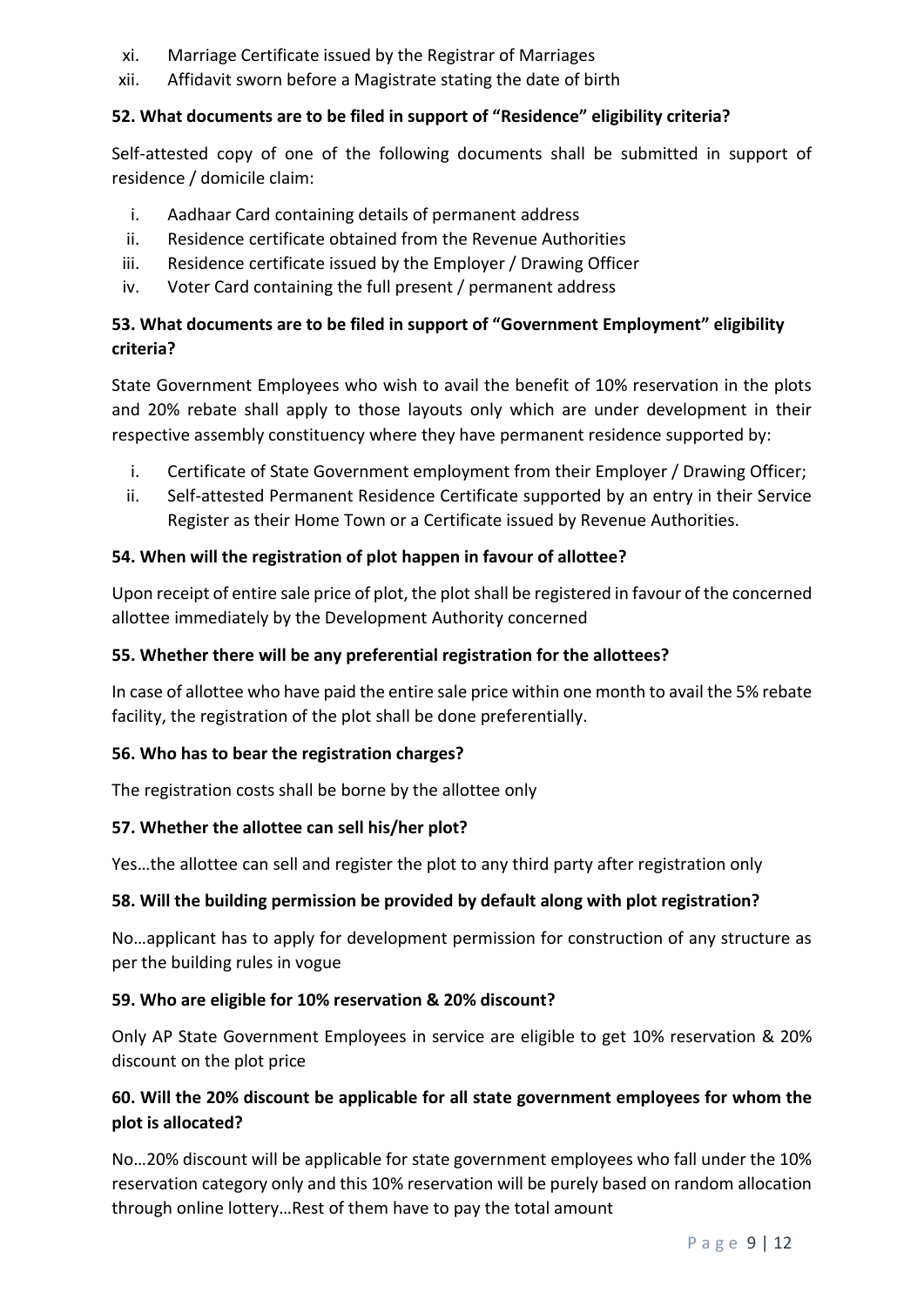xi. Marriage Certificate issued by the Registrar of Marriages
xii. Affidavit sworn before a Magistrate stating the date of birth

**52. What documents are to be filed in support of "Residence" eligibility criteria?**

Self-attested copy of one of the following documents shall be submitted in support of residence / domicile claim:

i. Aadhaar Card containing details of permanent address
ii. Residence certificate obtained from the Revenue Authorities
iii. Residence certificate issued by the Employer / Drawing Officer
iv. Voter Card containing the full present / permanent address

**53. What documents are to be filed in support of "Government Employment" eligibility criteria?**

State Government Employees who wish to avail the benefit of 10% reservation in the plots and 20% rebate shall apply to those layouts only which are under development in their respective assembly constituency where they have permanent residence supported by:

i. Certificate of State Government employment from their Employer / Drawing Officer;
ii. Self-attested Permanent Residence Certificate supported by an entry in their Service Register as their Home Town or a Certificate issued by Revenue Authorities.

**54. When will the registration of plot happen in favour of allottee?**

Upon receipt of entire sale price of plot, the plot shall be registered in favour of the concerned allottee immediately by the Development Authority concerned

**55. Whether there will be any preferential registration for the allottees?**

In case of allottee who have paid the entire sale price within one month to avail the 5% rebate facility, the registration of the plot shall be done preferentially.

**56. Who has to bear the registration charges?**

The registration costs shall be borne by the allottee only

**57. Whether the allottee can sell his/her plot?**

Yes…the allottee can sell and register the plot to any third party after registration only

**58. Will the building permission be provided by default along with plot registration?**

No…applicant has to apply for development permission for construction of any structure as per the building rules in vogue

**59. Who are eligible for 10% reservation & 20% discount?**

Only AP State Government Employees in service are eligible to get 10% reservation & 20% discount on the plot price

**60. Will the 20% discount be applicable for all state government employees for whom the plot is allocated?**

No…20% discount will be applicable for state government employees who fall under the 10% reservation category only and this 10% reservation will be purely based on random allocation through online lottery…Rest of them have to pay the total amount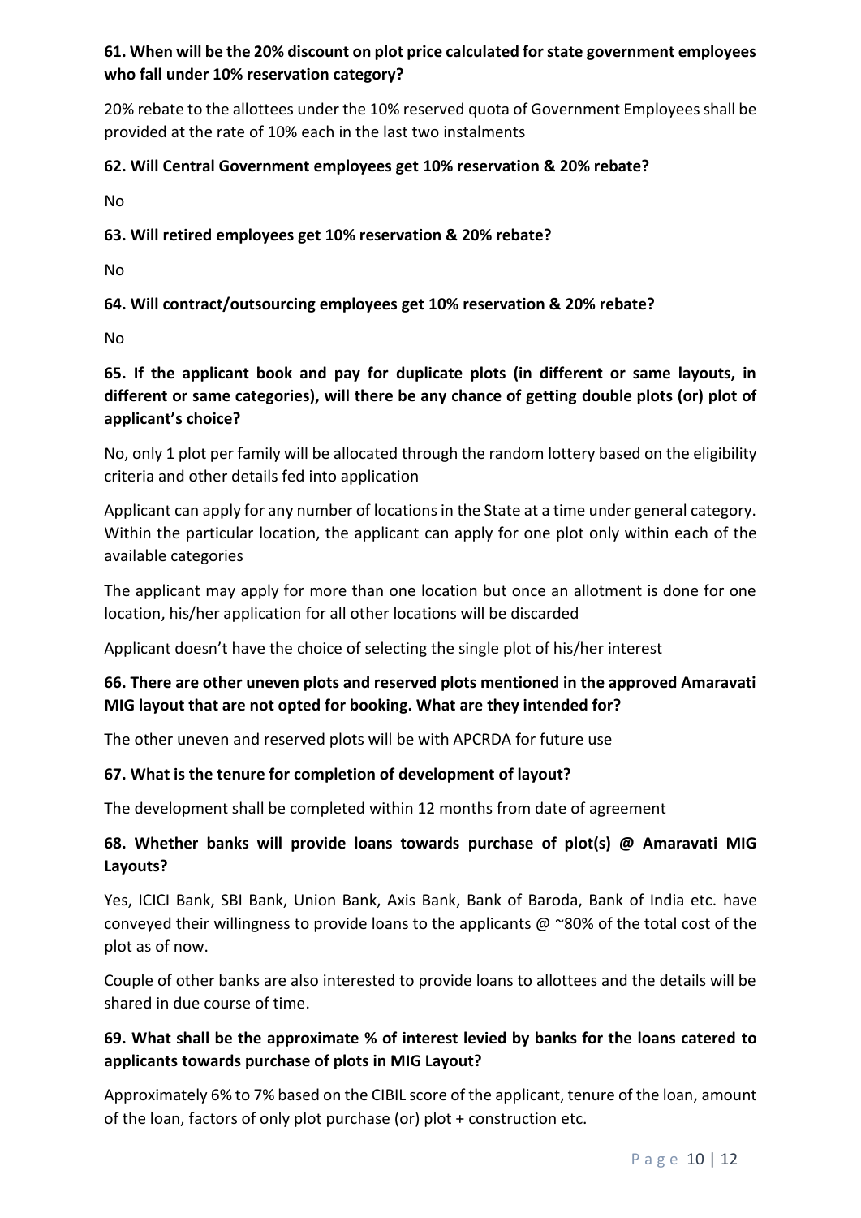**61. When will be the 20% discount on plot price calculated for state government employees who fall under 10% reservation category?**

20% rebate to the allottees under the 10% reserved quota of Government Employees shall be provided at the rate of 10% each in the last two instalments

**62. Will Central Government employees get 10% reservation & 20% rebate?**

No

**63. Will retired employees get 10% reservation & 20% rebate?**

No

**64. Will contract/outsourcing employees get 10% reservation & 20% rebate?**

No

**65. If the applicant book and pay for duplicate plots (in different or same layouts, in different or same categories), will there be any chance of getting double plots (or) plot of applicant's choice?**

No, only 1 plot per family will be allocated through the random lottery based on the eligibility criteria and other details fed into application

Applicant can apply for any number of locations in the State at a time under general category. Within the particular location, the applicant can apply for one plot only within each of the available categories

The applicant may apply for more than one location but once an allotment is done for one location, his/her application for all other locations will be discarded

Applicant doesn't have the choice of selecting the single plot of his/her interest

**66. There are other uneven plots and reserved plots mentioned in the approved Amaravati MIG layout that are not opted for booking. What are they intended for?**

The other uneven and reserved plots will be with APCRDA for future use

**67. What is the tenure for completion of development of layout?**

The development shall be completed within 12 months from date of agreement

**68. Whether banks will provide loans towards purchase of plot(s) @ Amaravati MIG Layouts?**

Yes, ICICI Bank, SBI Bank, Union Bank, Axis Bank, Bank of Baroda, Bank of India etc. have conveyed their willingness to provide loans to the applicants @ ~80% of the total cost of the plot as of now.

Couple of other banks are also interested to provide loans to allottees and the details will be shared in due course of time.

**69. What shall be the approximate % of interest levied by banks for the loans catered to applicants towards purchase of plots in MIG Layout?**

Approximately 6% to 7% based on the CIBIL score of the applicant, tenure of the loan, amount of the loan, factors of only plot purchase (or) plot + construction etc.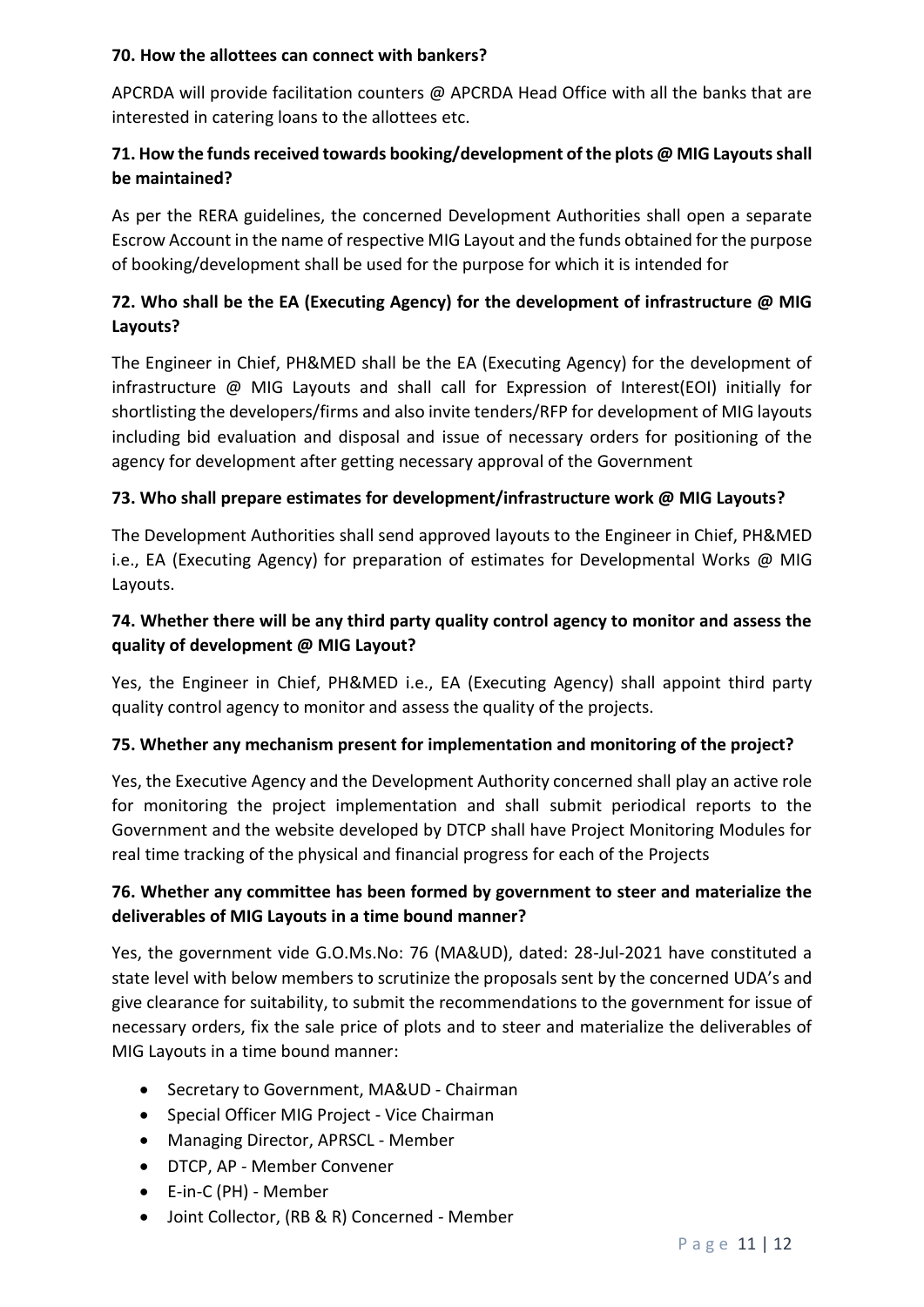**70. How the allottees can connect with bankers?**

APCRDA will provide facilitation counters @ APCRDA Head Office with all the banks that are interested in catering loans to the allottees etc.

**71. How the funds received towards booking/development of the plots @ MIG Layouts shall be maintained?**

As per the RERA guidelines, the concerned Development Authorities shall open a separate Escrow Account in the name of respective MIG Layout and the funds obtained for the purpose of booking/development shall be used for the purpose for which it is intended for

**72. Who shall be the EA (Executing Agency) for the development of infrastructure @ MIG Layouts?**

The Engineer in Chief, PH&MED shall be the EA (Executing Agency) for the development of infrastructure @ MIG Layouts and shall call for Expression of Interest(EOI) initially for shortlisting the developers/firms and also invite tenders/RFP for development of MIG layouts including bid evaluation and disposal and issue of necessary orders for positioning of the agency for development after getting necessary approval of the Government

**73. Who shall prepare estimates for development/infrastructure work @ MIG Layouts?**

The Development Authorities shall send approved layouts to the Engineer in Chief, PH&MED i.e., EA (Executing Agency) for preparation of estimates for Developmental Works @ MIG Layouts.

**74. Whether there will be any third party quality control agency to monitor and assess the quality of development @ MIG Layout?**

Yes, the Engineer in Chief, PH&MED i.e., EA (Executing Agency) shall appoint third party quality control agency to monitor and assess the quality of the projects.

**75. Whether any mechanism present for implementation and monitoring of the project?**

Yes, the Executive Agency and the Development Authority concerned shall play an active role for monitoring the project implementation and shall submit periodical reports to the Government and the website developed by DTCP shall have Project Monitoring Modules for real time tracking of the physical and financial progress for each of the Projects

**76. Whether any committee has been formed by government to steer and materialize the deliverables of MIG Layouts in a time bound manner?**

Yes, the government vide G.O.Ms.No: 76 (MA&UD), dated: 28-Jul-2021 have constituted a state level with below members to scrutinize the proposals sent by the concerned UDA's and give clearance for suitability, to submit the recommendations to the government for issue of necessary orders, fix the sale price of plots and to steer and materialize the deliverables of MIG Layouts in a time bound manner:

- Secretary to Government, MA&UD - Chairman
- Special Officer MIG Project - Vice Chairman
- Managing Director, APRSCL - Member
- DTCP, AP - Member Convener
- E-in-C (PH) - Member
- Joint Collector, (RB & R) Concerned - Member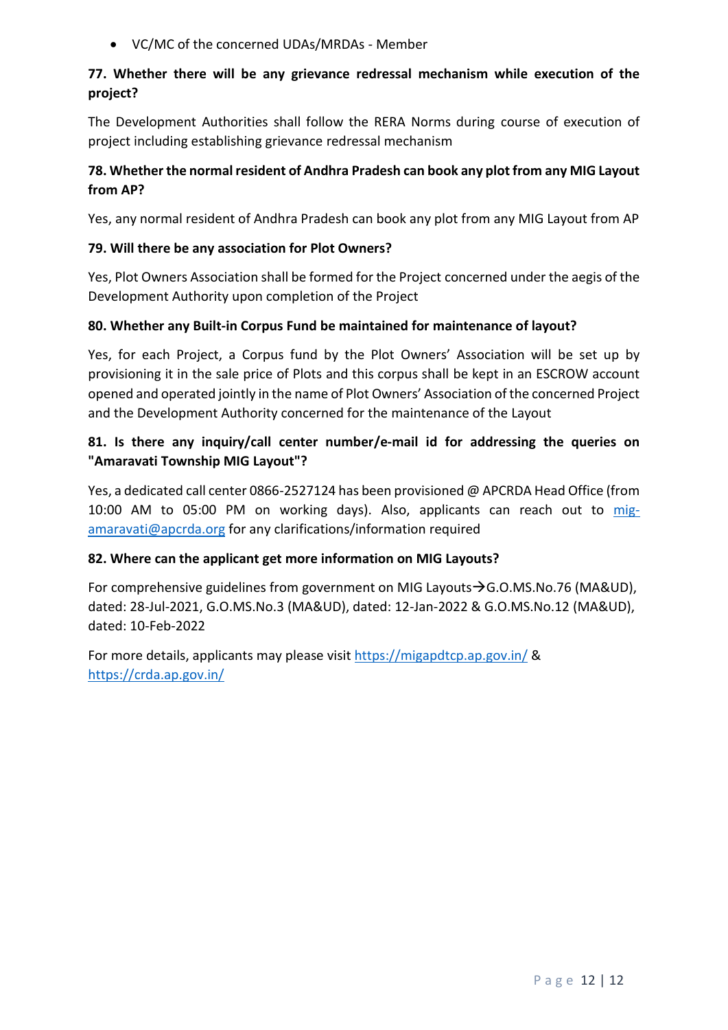- VC/MC of the concerned UDAs/MRDAs - Member

**77. Whether there will be any grievance redressal mechanism while execution of the project?**

The Development Authorities shall follow the RERA Norms during course of execution of project including establishing grievance redressal mechanism

**78. Whether the normal resident of Andhra Pradesh can book any plot from any MIG Layout from AP?**

Yes, any normal resident of Andhra Pradesh can book any plot from any MIG Layout from AP

**79. Will there be any association for Plot Owners?**

Yes, Plot Owners Association shall be formed for the Project concerned under the aegis of the Development Authority upon completion of the Project

**80. Whether any Built-in Corpus Fund be maintained for maintenance of layout?**

Yes, for each Project, a Corpus fund by the Plot Owners' Association will be set up by provisioning it in the sale price of Plots and this corpus shall be kept in an ESCROW account opened and operated jointly in the name of Plot Owners' Association of the concerned Project and the Development Authority concerned for the maintenance of the Layout

**81. Is there any inquiry/call center number/e-mail id for addressing the queries on "Amaravati Township MIG Layout"?**

Yes, a dedicated call center 0866-2527124 has been provisioned @ APCRDA Head Office (from 10:00 AM to 05:00 PM on working days). Also, applicants can reach out to mig-amaravati@apcrda.org for any clarifications/information required

**82. Where can the applicant get more information on MIG Layouts?**

For comprehensive guidelines from government on MIG Layouts→G.O.MS.No.76 (MA&UD), dated: 28-Jul-2021, G.O.MS.No.3 (MA&UD), dated: 12-Jan-2022 & G.O.MS.No.12 (MA&UD), dated: 10-Feb-2022

For more details, applicants may please visit https://migapdtcp.ap.gov.in/ & https://crda.ap.gov.in/